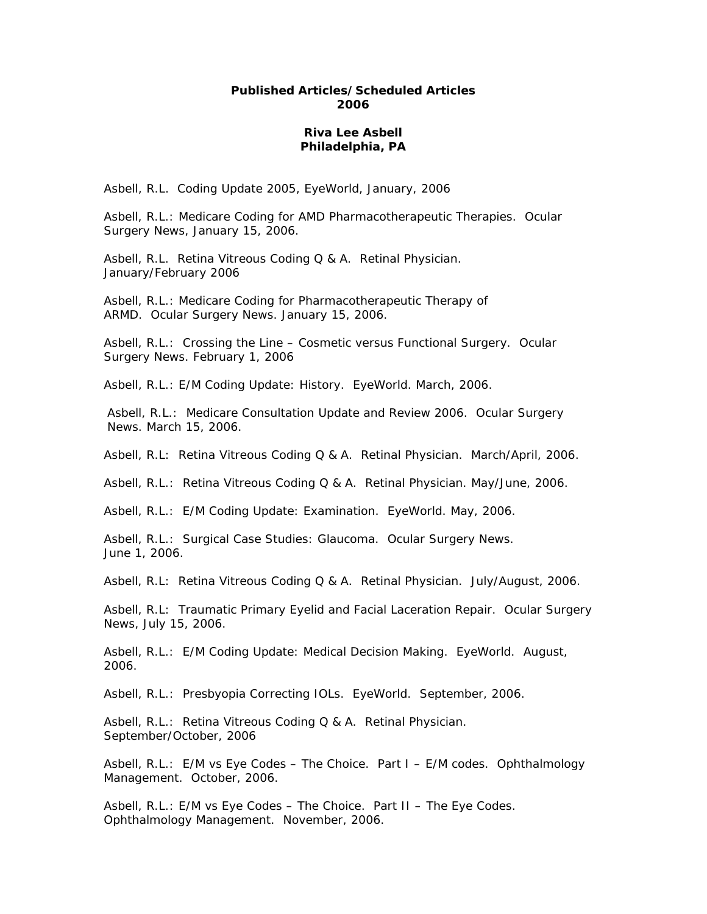**Published Articles/Scheduled Articles**
**2006**

**Riva Lee Asbell**
**Philadelphia, PA**

Asbell, R.L. Coding Update 2005, EyeWorld, January, 2006

Asbell, R.L.: Medicare Coding for AMD Pharmacotherapeutic Therapies. Ocular Surgery News, January 15, 2006.

Asbell, R.L. Retina Vitreous Coding Q & A. Retinal Physician. January/February 2006

Asbell, R.L.: Medicare Coding for Pharmacotherapeutic Therapy of ARMD. Ocular Surgery News. January 15, 2006.

Asbell, R.L.: Crossing the Line – Cosmetic versus Functional Surgery. Ocular Surgery News. February 1, 2006

Asbell, R.L.: E/M Coding Update: History. EyeWorld. March, 2006.

Asbell, R.L.: Medicare Consultation Update and Review 2006. Ocular Surgery News. March 15, 2006.

Asbell, R.L: Retina Vitreous Coding Q & A. Retinal Physician. March/April, 2006.

Asbell, R.L.: Retina Vitreous Coding Q & A. Retinal Physician. May/June, 2006.

Asbell, R.L.: E/M Coding Update: Examination. EyeWorld. May, 2006.

Asbell, R.L.: Surgical Case Studies: Glaucoma. Ocular Surgery News. June 1, 2006.

Asbell, R.L: Retina Vitreous Coding Q & A. Retinal Physician. July/August, 2006.

Asbell, R.L: Traumatic Primary Eyelid and Facial Laceration Repair. Ocular Surgery News, July 15, 2006.

Asbell, R.L.: E/M Coding Update: Medical Decision Making. EyeWorld. August, 2006.

Asbell, R.L.: Presbyopia Correcting IOLs. EyeWorld. September, 2006.

Asbell, R.L.: Retina Vitreous Coding Q & A. Retinal Physician. September/October, 2006

Asbell, R.L.: E/M vs Eye Codes – The Choice. Part I – E/M codes. Ophthalmology Management. October, 2006.

Asbell, R.L.: E/M vs Eye Codes – The Choice. Part II – The Eye Codes. Ophthalmology Management. November, 2006.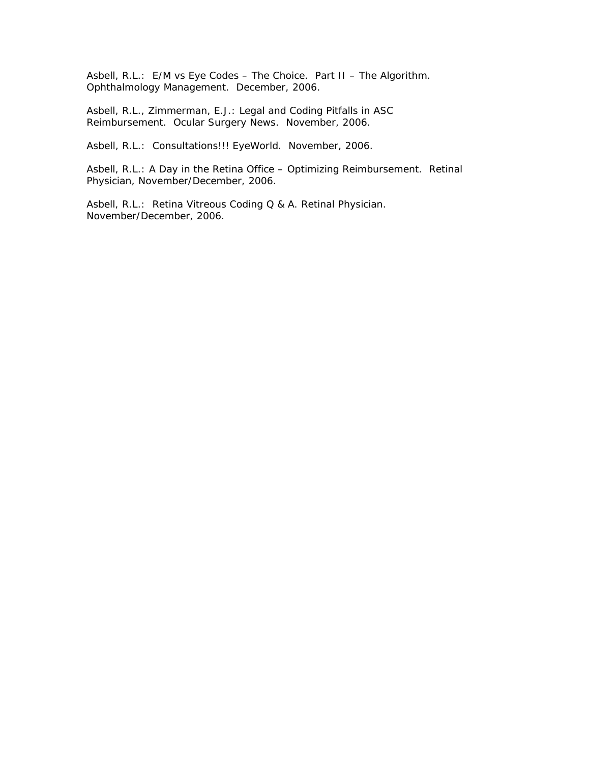Asbell, R.L.: E/M vs Eye Codes – The Choice. Part II – The Algorithm. Ophthalmology Management. December, 2006.

Asbell, R.L., Zimmerman, E.J.: Legal and Coding Pitfalls in ASC Reimbursement. Ocular Surgery News. November, 2006.

Asbell, R.L.: Consultations!!! EyeWorld. November, 2006.

Asbell, R.L.: A Day in the Retina Office – Optimizing Reimbursement. Retinal Physician, November/December, 2006.

Asbell, R.L.: Retina Vitreous Coding Q & A. Retinal Physician. November/December, 2006.